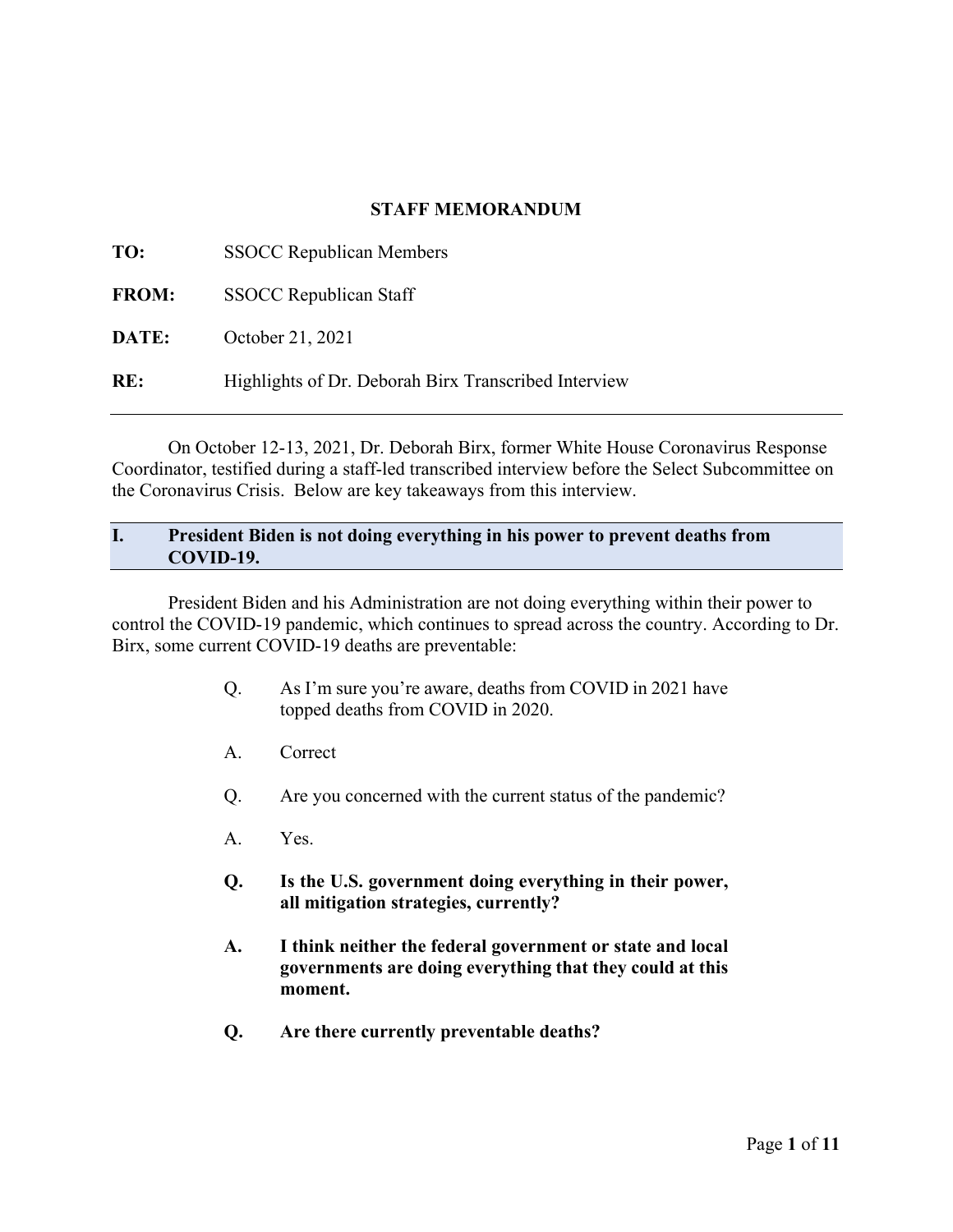**STAFF MEMORANDUM**

**TO:** SSOCC Republican Members

**FROM:** SSOCC Republican Staff

**DATE:** October 21, 2021

**RE:** Highlights of Dr. Deborah Birx Transcribed Interview

---

On October 12-13, 2021, Dr. Deborah Birx, former White House Coronavirus Response Coordinator, testified during a staff-led transcribed interview before the Select Subcommittee on the Coronavirus Crisis. Below are key takeaways from this interview.

## I. President Biden is not doing everything in his power to prevent deaths from COVID-19.

President Biden and his Administration are not doing everything within their power to control the COVID-19 pandemic, which continues to spread across the country. According to Dr. Birx, some current COVID-19 deaths are preventable:

> Q. As I'm sure you're aware, deaths from COVID in 2021 have topped deaths from COVID in 2020.
>
> A. Correct
>
> Q. Are you concerned with the current status of the pandemic?
>
> A. Yes.
>
> **Q. Is the U.S. government doing everything in their power, all mitigation strategies, currently?**
>
> **A. I think neither the federal government or state and local governments are doing everything that they could at this moment.**
>
> **Q. Are there currently preventable deaths?**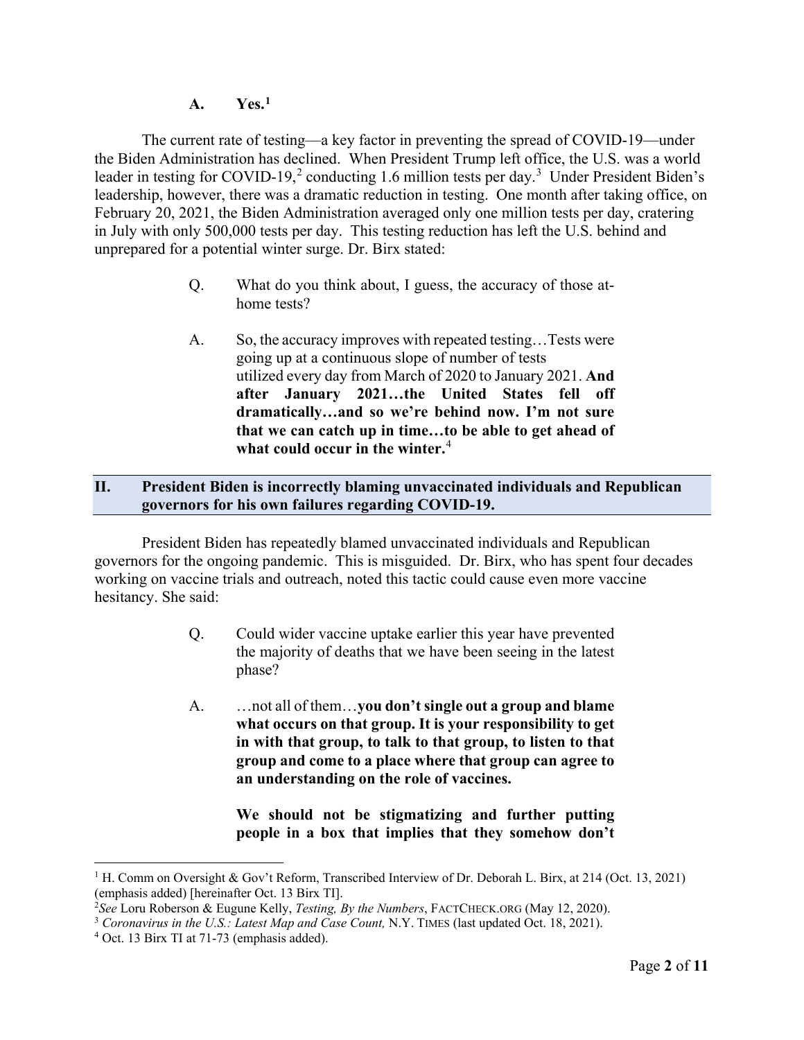**A. Yes.**[1]

The current rate of testing—a key factor in preventing the spread of COVID-19—under the Biden Administration has declined. When President Trump left office, the U.S. was a world leader in testing for COVID-19,[2] conducting 1.6 million tests per day.[3] Under President Biden's leadership, however, there was a dramatic reduction in testing. One month after taking office, on February 20, 2021, the Biden Administration averaged only one million tests per day, cratering in July with only 500,000 tests per day. This testing reduction has left the U.S. behind and unprepared for a potential winter surge. Dr. Birx stated:

> Q. What do you think about, I guess, the accuracy of those at-home tests?
>
> A. So, the accuracy improves with repeated testing…Tests were going up at a continuous slope of number of tests utilized every day from March of 2020 to January 2021. **And after January 2021…the United States fell off dramatically…and so we're behind now. I'm not sure that we can catch up in time…to be able to get ahead of what could occur in the winter.**[4]

## II. President Biden is incorrectly blaming unvaccinated individuals and Republican governors for his own failures regarding COVID-19.

President Biden has repeatedly blamed unvaccinated individuals and Republican governors for the ongoing pandemic. This is misguided. Dr. Birx, who has spent four decades working on vaccine trials and outreach, noted this tactic could cause even more vaccine hesitancy. She said:

> Q. Could wider vaccine uptake earlier this year have prevented the majority of deaths that we have been seeing in the latest phase?
>
> A. …not all of them…**you don't single out a group and blame what occurs on that group. It is your responsibility to get in with that group, to talk to that group, to listen to that group and come to a place where that group can agree to an understanding on the role of vaccines.**
>
> **We should not be stigmatizing and further putting people in a box that implies that they somehow don't**

---

[1] H. Comm on Oversight & Gov't Reform, Transcribed Interview of Dr. Deborah L. Birx, at 214 (Oct. 13, 2021) (emphasis added) [hereinafter Oct. 13 Birx TI].

[2] *See* Loru Roberson & Eugune Kelly, *Testing, By the Numbers*, FACTCHECK.ORG (May 12, 2020).

[3] *Coronavirus in the U.S.: Latest Map and Case Count,* N.Y. TIMES (last updated Oct. 18, 2021).

[4] Oct. 13 Birx TI at 71-73 (emphasis added).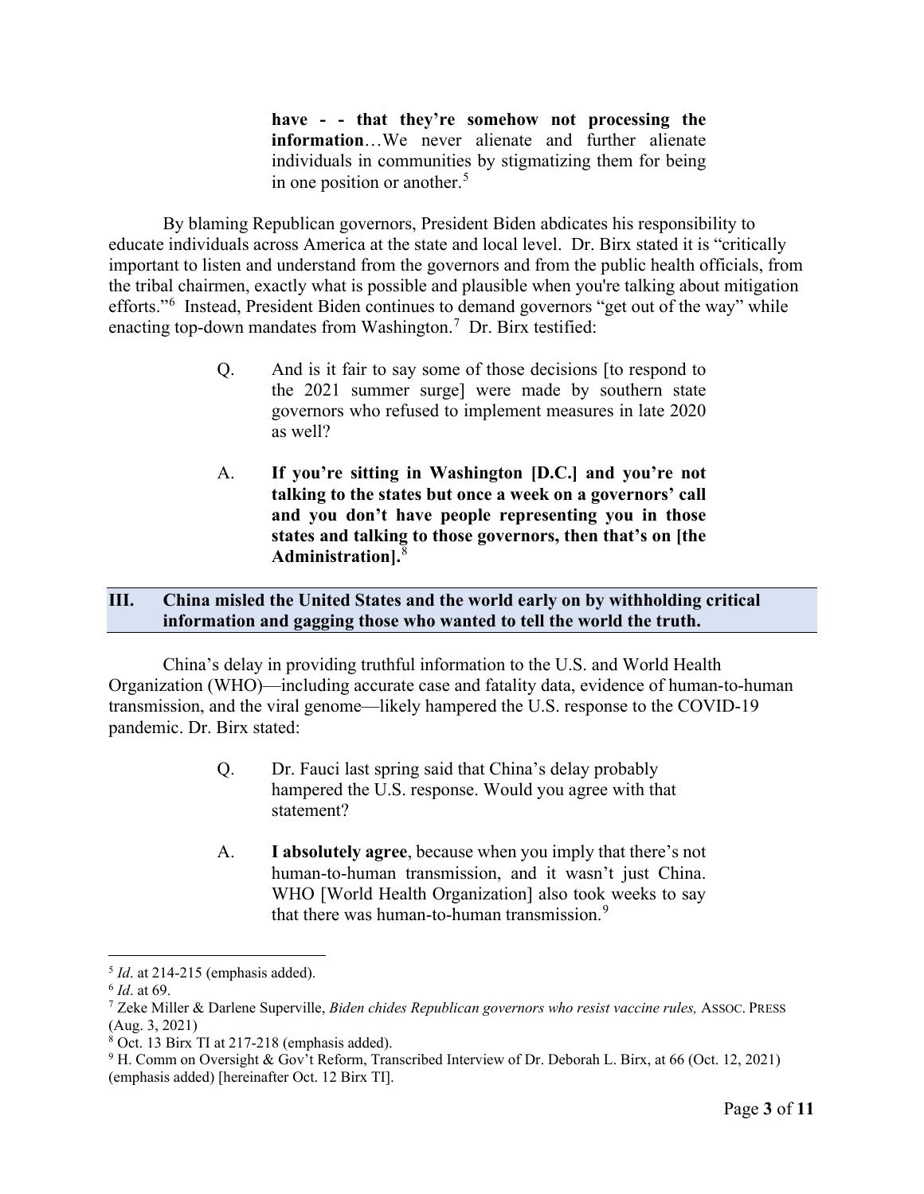> **have - - that they're somehow not processing the information**…We never alienate and further alienate individuals in communities by stigmatizing them for being in one position or another.[5]

By blaming Republican governors, President Biden abdicates his responsibility to educate individuals across America at the state and local level. Dr. Birx stated it is "critically important to listen and understand from the governors and from the public health officials, from the tribal chairmen, exactly what is possible and plausible when you're talking about mitigation efforts."[6] Instead, President Biden continues to demand governors "get out of the way" while enacting top-down mandates from Washington.[7] Dr. Birx testified:

> Q. And is it fair to say some of those decisions [to respond to the 2021 summer surge] were made by southern state governors who refused to implement measures in late 2020 as well?
>
> A. **If you're sitting in Washington [D.C.] and you're not talking to the states but once a week on a governors' call and you don't have people representing you in those states and talking to those governors, then that's on [the Administration].**[8]

## III. China misled the United States and the world early on by withholding critical information and gagging those who wanted to tell the world the truth.

China's delay in providing truthful information to the U.S. and World Health Organization (WHO)—including accurate case and fatality data, evidence of human-to-human transmission, and the viral genome—likely hampered the U.S. response to the COVID-19 pandemic. Dr. Birx stated:

> Q. Dr. Fauci last spring said that China's delay probably hampered the U.S. response. Would you agree with that statement?
>
> A. **I absolutely agree**, because when you imply that there's not human-to-human transmission, and it wasn't just China. WHO [World Health Organization] also took weeks to say that there was human-to-human transmission.[9]

---

[5] *Id*. at 214-215 (emphasis added).

[6] *Id*. at 69.

[7] Zeke Miller & Darlene Superville, *Biden chides Republican governors who resist vaccine rules,* ASSOC. PRESS (Aug. 3, 2021)

[8] Oct. 13 Birx TI at 217-218 (emphasis added).

[9] H. Comm on Oversight & Gov't Reform, Transcribed Interview of Dr. Deborah L. Birx, at 66 (Oct. 12, 2021) (emphasis added) [hereinafter Oct. 12 Birx TI].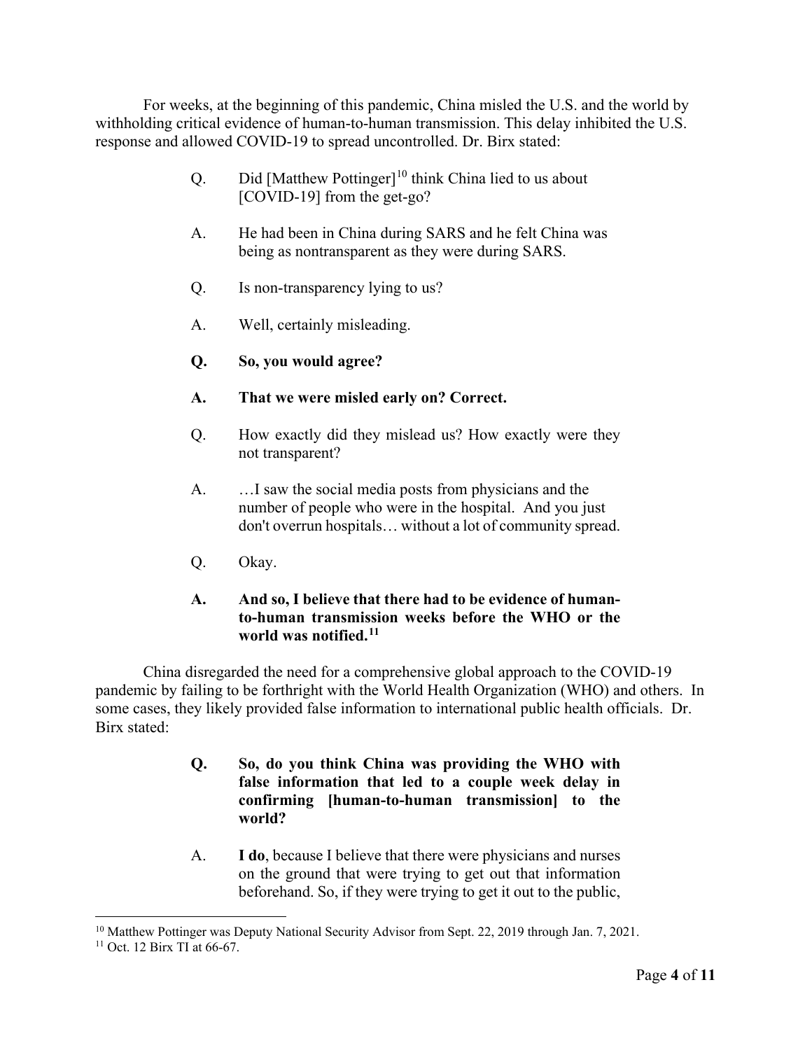For weeks, at the beginning of this pandemic, China misled the U.S. and the world by withholding critical evidence of human-to-human transmission. This delay inhibited the U.S. response and allowed COVID-19 to spread uncontrolled. Dr. Birx stated:

> Q. Did [Matthew Pottinger][10] think China lied to us about [COVID-19] from the get-go?
>
> A. He had been in China during SARS and he felt China was being as nontransparent as they were during SARS.
>
> Q. Is non-transparency lying to us?
>
> A. Well, certainly misleading.
>
> **Q. So, you would agree?**
>
> **A. That we were misled early on? Correct.**
>
> Q. How exactly did they mislead us? How exactly were they not transparent?
>
> A. …I saw the social media posts from physicians and the number of people who were in the hospital. And you just don't overrun hospitals… without a lot of community spread.
>
> Q. Okay.
>
> **A. And so, I believe that there had to be evidence of human-to-human transmission weeks before the WHO or the world was notified.**[11]

China disregarded the need for a comprehensive global approach to the COVID-19 pandemic by failing to be forthright with the World Health Organization (WHO) and others. In some cases, they likely provided false information to international public health officials. Dr. Birx stated:

> **Q. So, do you think China was providing the WHO with false information that led to a couple week delay in confirming [human-to-human transmission] to the world?**
>
> A. **I do**, because I believe that there were physicians and nurses on the ground that were trying to get out that information beforehand. So, if they were trying to get it out to the public,

---

[10] Matthew Pottinger was Deputy National Security Advisor from Sept. 22, 2019 through Jan. 7, 2021.

[11] Oct. 12 Birx TI at 66-67.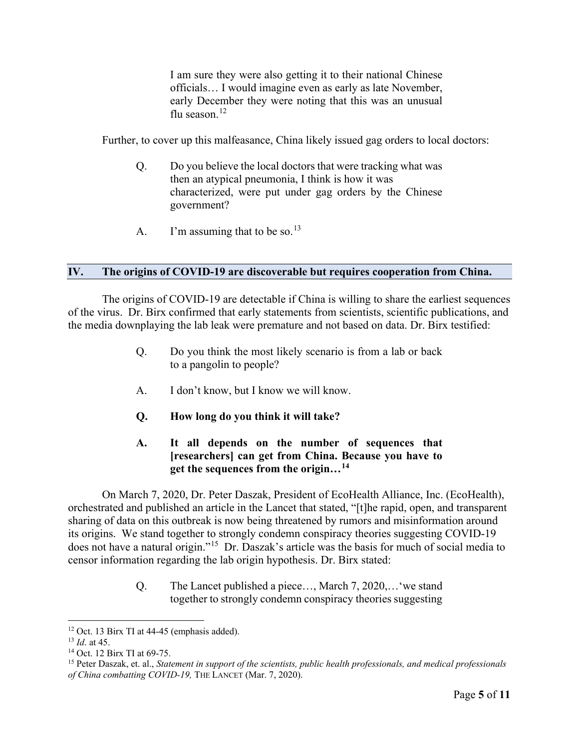> I am sure they were also getting it to their national Chinese officials… I would imagine even as early as late November, early December they were noting that this was an unusual flu season.[12]

Further, to cover up this malfeasance, China likely issued gag orders to local doctors:

> Q. Do you believe the local doctors that were tracking what was then an atypical pneumonia, I think is how it was characterized, were put under gag orders by the Chinese government?
>
> A. I'm assuming that to be so.[13]

## IV. The origins of COVID-19 are discoverable but requires cooperation from China.

The origins of COVID-19 are detectable if China is willing to share the earliest sequences of the virus. Dr. Birx confirmed that early statements from scientists, scientific publications, and the media downplaying the lab leak were premature and not based on data. Dr. Birx testified:

> Q. Do you think the most likely scenario is from a lab or back to a pangolin to people?
>
> A. I don't know, but I know we will know.
>
> **Q. How long do you think it will take?**
>
> **A. It all depends on the number of sequences that [researchers] can get from China. Because you have to get the sequences from the origin…[14]**

On March 7, 2020, Dr. Peter Daszak, President of EcoHealth Alliance, Inc. (EcoHealth), orchestrated and published an article in the Lancet that stated, "[t]he rapid, open, and transparent sharing of data on this outbreak is now being threatened by rumors and misinformation around its origins. We stand together to strongly condemn conspiracy theories suggesting COVID-19 does not have a natural origin."[15] Dr. Daszak's article was the basis for much of social media to censor information regarding the lab origin hypothesis. Dr. Birx stated:

> Q. The Lancet published a piece…, March 7, 2020,…'we stand together to strongly condemn conspiracy theories suggesting

---

[12] Oct. 13 Birx TI at 44-45 (emphasis added).

[13] *Id*. at 45.

[14] Oct. 12 Birx TI at 69-75.

[15] Peter Daszak, et. al., *Statement in support of the scientists, public health professionals, and medical professionals of China combatting COVID-19,* THE LANCET (Mar. 7, 2020).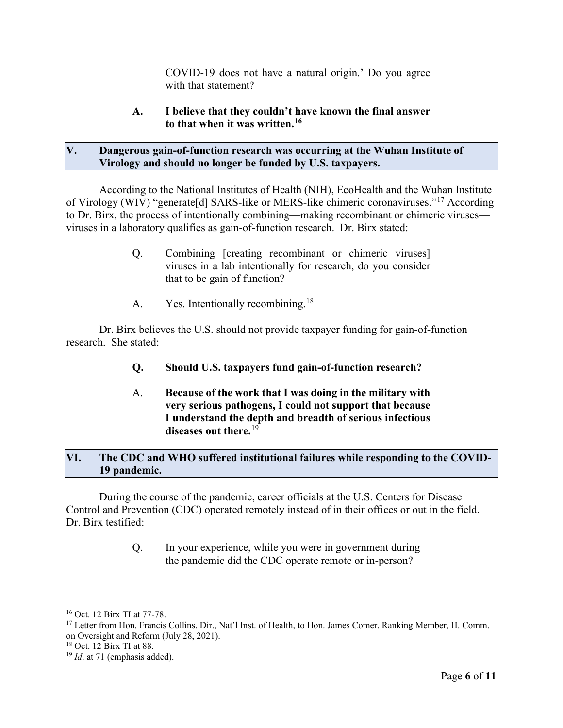COVID-19 does not have a natural origin.' Do you agree with that statement?

> **A. I believe that they couldn't have known the final answer to that when it was written.**[16]

## V. Dangerous gain-of-function research was occurring at the Wuhan Institute of Virology and should no longer be funded by U.S. taxpayers.

According to the National Institutes of Health (NIH), EcoHealth and the Wuhan Institute of Virology (WIV) "generate[d] SARS-like or MERS-like chimeric coronaviruses."[17] According to Dr. Birx, the process of intentionally combining—making recombinant or chimeric viruses—viruses in a laboratory qualifies as gain-of-function research. Dr. Birx stated:

> Q. Combining [creating recombinant or chimeric viruses] viruses in a lab intentionally for research, do you consider that to be gain of function?
>
> A. Yes. Intentionally recombining.[18]

Dr. Birx believes the U.S. should not provide taxpayer funding for gain-of-function research. She stated:

> **Q. Should U.S. taxpayers fund gain-of-function research?**
>
> A. **Because of the work that I was doing in the military with very serious pathogens, I could not support that because I understand the depth and breadth of serious infectious diseases out there.**[19]

## VI. The CDC and WHO suffered institutional failures while responding to the COVID-19 pandemic.

During the course of the pandemic, career officials at the U.S. Centers for Disease Control and Prevention (CDC) operated remotely instead of in their offices or out in the field. Dr. Birx testified:

> Q. In your experience, while you were in government during the pandemic did the CDC operate remote or in-person?

---

[16] Oct. 12 Birx TI at 77-78.

[17] Letter from Hon. Francis Collins, Dir., Nat'l Inst. of Health, to Hon. James Comer, Ranking Member, H. Comm. on Oversight and Reform (July 28, 2021).

[18] Oct. 12 Birx TI at 88.

[19] *Id*. at 71 (emphasis added).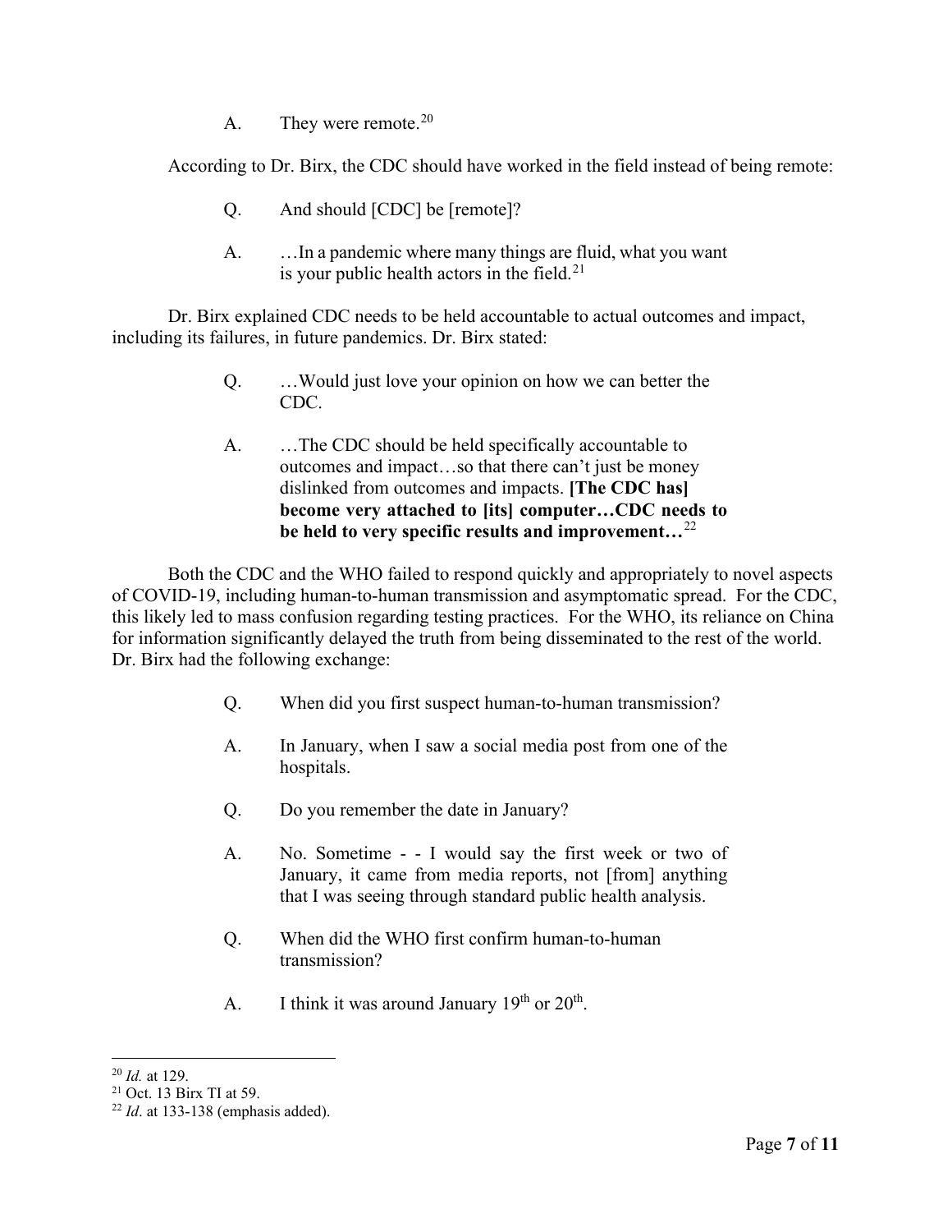A. They were remote.[20]

According to Dr. Birx, the CDC should have worked in the field instead of being remote:

> Q. And should [CDC] be [remote]?
>
> A. …In a pandemic where many things are fluid, what you want is your public health actors in the field.[21]

Dr. Birx explained CDC needs to be held accountable to actual outcomes and impact, including its failures, in future pandemics. Dr. Birx stated:

> Q. …Would just love your opinion on how we can better the CDC.
>
> A. …The CDC should be held specifically accountable to outcomes and impact…so that there can't just be money dislinked from outcomes and impacts. **[The CDC has] become very attached to [its] computer…CDC needs to be held to very specific results and improvement…**[22]

Both the CDC and the WHO failed to respond quickly and appropriately to novel aspects of COVID-19, including human-to-human transmission and asymptomatic spread. For the CDC, this likely led to mass confusion regarding testing practices. For the WHO, its reliance on China for information significantly delayed the truth from being disseminated to the rest of the world. Dr. Birx had the following exchange:

> Q. When did you first suspect human-to-human transmission?
>
> A. In January, when I saw a social media post from one of the hospitals.
>
> Q. Do you remember the date in January?
>
> A. No. Sometime - - I would say the first week or two of January, it came from media reports, not [from] anything that I was seeing through standard public health analysis.
>
> Q. When did the WHO first confirm human-to-human transmission?
>
> A. I think it was around January 19th or 20th.

---

[20] *Id.* at 129.

[21] Oct. 13 Birx TI at 59.

[22] *Id*. at 133-138 (emphasis added).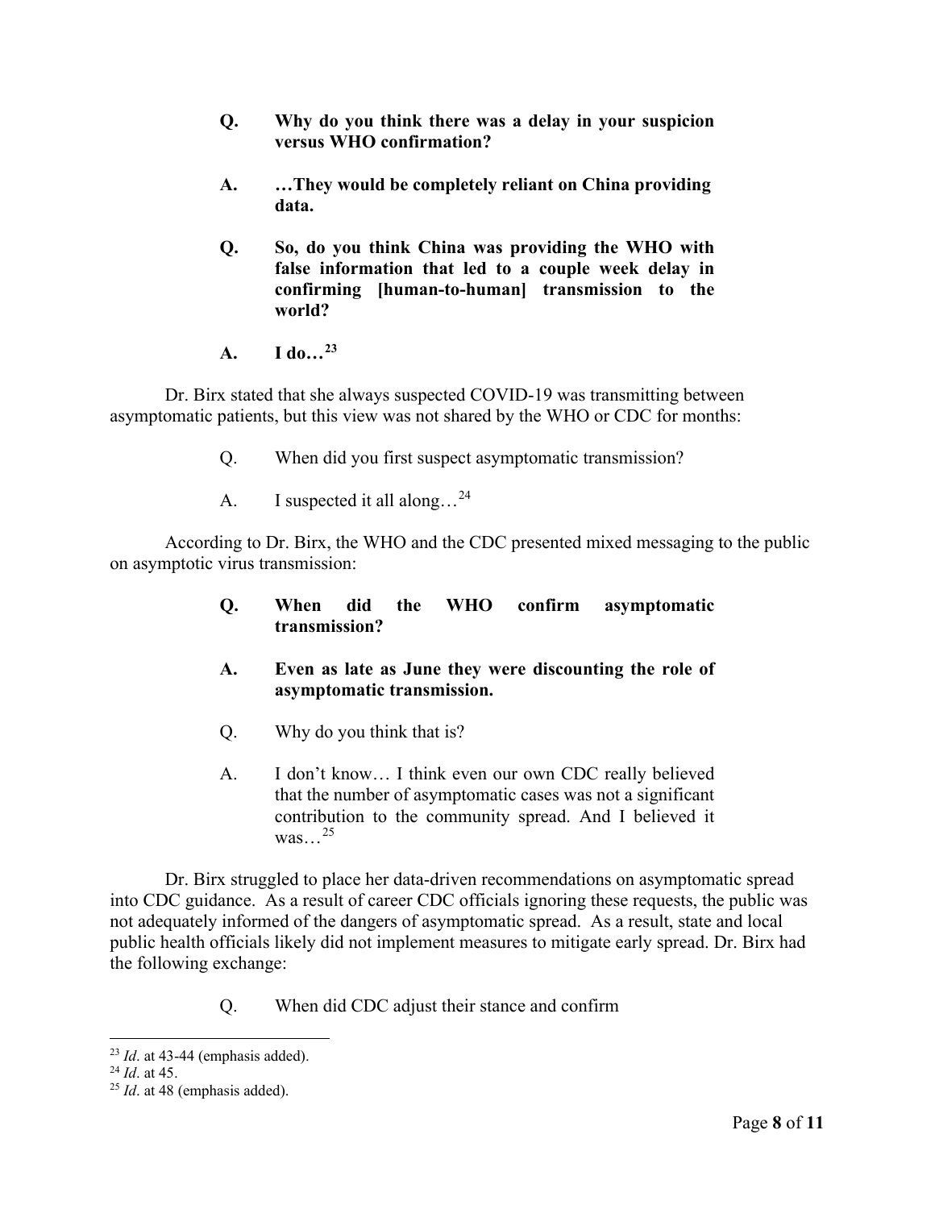> **Q. Why do you think there was a delay in your suspicion versus WHO confirmation?**
>
> **A. …They would be completely reliant on China providing data.**
>
> **Q. So, do you think China was providing the WHO with false information that led to a couple week delay in confirming [human-to-human] transmission to the world?**
>
> **A. I do…**[23]

Dr. Birx stated that she always suspected COVID-19 was transmitting between asymptomatic patients, but this view was not shared by the WHO or CDC for months:

> Q. When did you first suspect asymptomatic transmission?
>
> A. I suspected it all along…[24]

According to Dr. Birx, the WHO and the CDC presented mixed messaging to the public on asymptotic virus transmission:

> **Q. When did the WHO confirm asymptomatic transmission?**
>
> **A. Even as late as June they were discounting the role of asymptomatic transmission.**
>
> Q. Why do you think that is?
>
> A. I don't know… I think even our own CDC really believed that the number of asymptomatic cases was not a significant contribution to the community spread. And I believed it was…[25]

Dr. Birx struggled to place her data-driven recommendations on asymptomatic spread into CDC guidance. As a result of career CDC officials ignoring these requests, the public was not adequately informed of the dangers of asymptomatic spread. As a result, state and local public health officials likely did not implement measures to mitigate early spread. Dr. Birx had the following exchange:

> Q. When did CDC adjust their stance and confirm

---

[23] *Id*. at 43-44 (emphasis added).

[24] *Id*. at 45.

[25] *Id*. at 48 (emphasis added).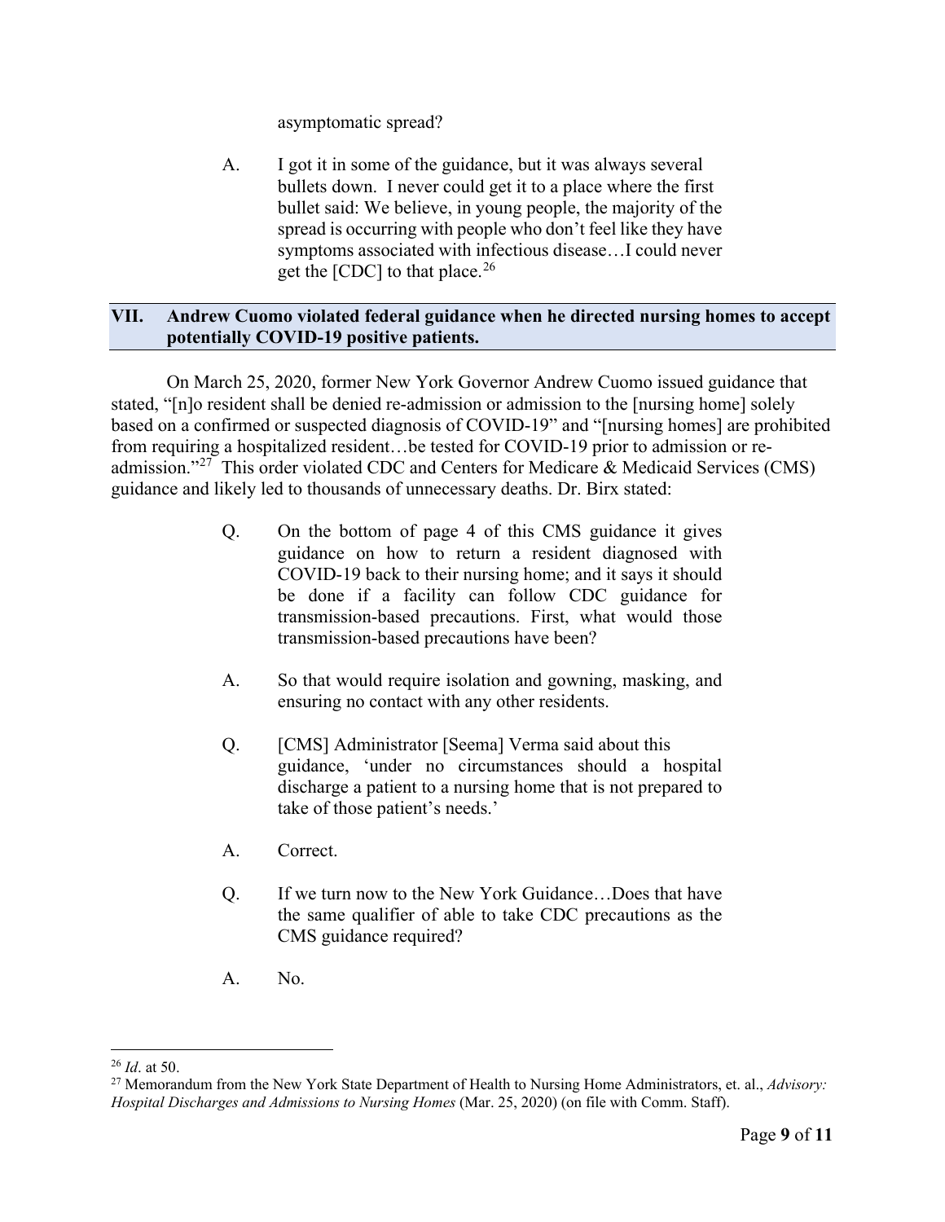asymptomatic spread?

A. I got it in some of the guidance, but it was always several bullets down. I never could get it to a place where the first bullet said: We believe, in young people, the majority of the spread is occurring with people who don't feel like they have symptoms associated with infectious disease…I could never get the [CDC] to that place.[26]

## VII. Andrew Cuomo violated federal guidance when he directed nursing homes to accept potentially COVID-19 positive patients.

On March 25, 2020, former New York Governor Andrew Cuomo issued guidance that stated, "[n]o resident shall be denied re-admission or admission to the [nursing home] solely based on a confirmed or suspected diagnosis of COVID-19" and "[nursing homes] are prohibited from requiring a hospitalized resident…be tested for COVID-19 prior to admission or re-admission."[27] This order violated CDC and Centers for Medicare & Medicaid Services (CMS) guidance and likely led to thousands of unnecessary deaths. Dr. Birx stated:

Q. On the bottom of page 4 of this CMS guidance it gives guidance on how to return a resident diagnosed with COVID-19 back to their nursing home; and it says it should be done if a facility can follow CDC guidance for transmission-based precautions. First, what would those transmission-based precautions have been?

A. So that would require isolation and gowning, masking, and ensuring no contact with any other residents.

Q. [CMS] Administrator [Seema] Verma said about this guidance, 'under no circumstances should a hospital discharge a patient to a nursing home that is not prepared to take of those patient's needs.'

A. Correct.

Q. If we turn now to the New York Guidance…Does that have the same qualifier of able to take CDC precautions as the CMS guidance required?

A. No.

---

[26] *Id*. at 50.

[27] Memorandum from the New York State Department of Health to Nursing Home Administrators, et. al., *Advisory: Hospital Discharges and Admissions to Nursing Homes* (Mar. 25, 2020) (on file with Comm. Staff).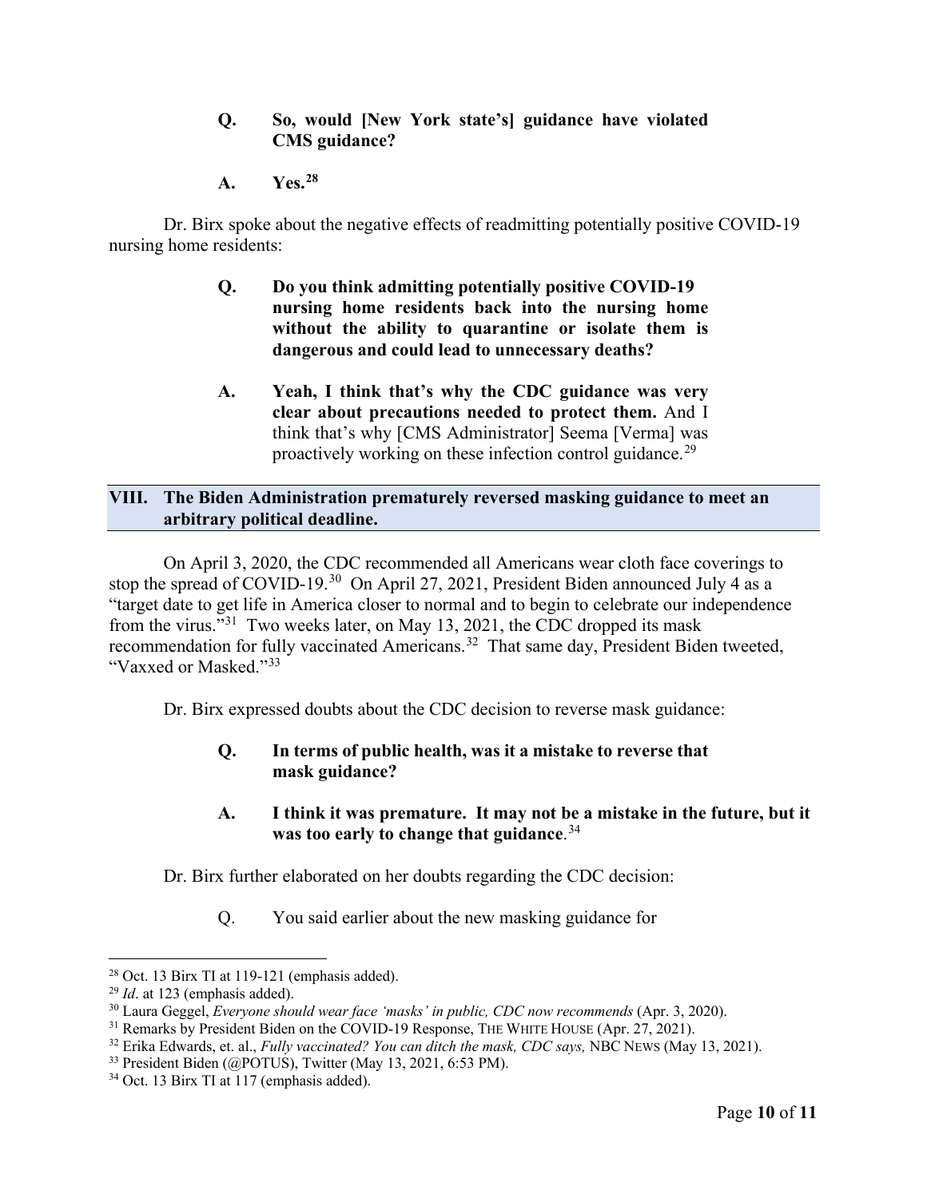> **Q. So, would [New York state's] guidance have violated CMS guidance?**
>
> **A. Yes.**[28]

Dr. Birx spoke about the negative effects of readmitting potentially positive COVID-19 nursing home residents:

> **Q. Do you think admitting potentially positive COVID-19 nursing home residents back into the nursing home without the ability to quarantine or isolate them is dangerous and could lead to unnecessary deaths?**
>
> **A. Yeah, I think that's why the CDC guidance was very clear about precautions needed to protect them.** And I think that's why [CMS Administrator] Seema [Verma] was proactively working on these infection control guidance.[29]

## VIII. The Biden Administration prematurely reversed masking guidance to meet an arbitrary political deadline.

On April 3, 2020, the CDC recommended all Americans wear cloth face coverings to stop the spread of COVID-19.[30] On April 27, 2021, President Biden announced July 4 as a "target date to get life in America closer to normal and to begin to celebrate our independence from the virus."[31] Two weeks later, on May 13, 2021, the CDC dropped its mask recommendation for fully vaccinated Americans.[32] That same day, President Biden tweeted, "Vaxxed or Masked."[33]

Dr. Birx expressed doubts about the CDC decision to reverse mask guidance:

> **Q. In terms of public health, was it a mistake to reverse that mask guidance?**
>
> **A. I think it was premature. It may not be a mistake in the future, but it was too early to change that guidance**.[34]

Dr. Birx further elaborated on her doubts regarding the CDC decision:

> Q. You said earlier about the new masking guidance for

---

[28] Oct. 13 Birx TI at 119-121 (emphasis added).

[29] *Id*. at 123 (emphasis added).

[30] Laura Geggel, *Everyone should wear face 'masks' in public, CDC now recommends* (Apr. 3, 2020).

[31] Remarks by President Biden on the COVID-19 Response, THE WHITE HOUSE (Apr. 27, 2021).

[32] Erika Edwards, et. al., *Fully vaccinated? You can ditch the mask, CDC says,* NBC NEWS (May 13, 2021).

[33] President Biden (@POTUS), Twitter (May 13, 2021, 6:53 PM).

[34] Oct. 13 Birx TI at 117 (emphasis added).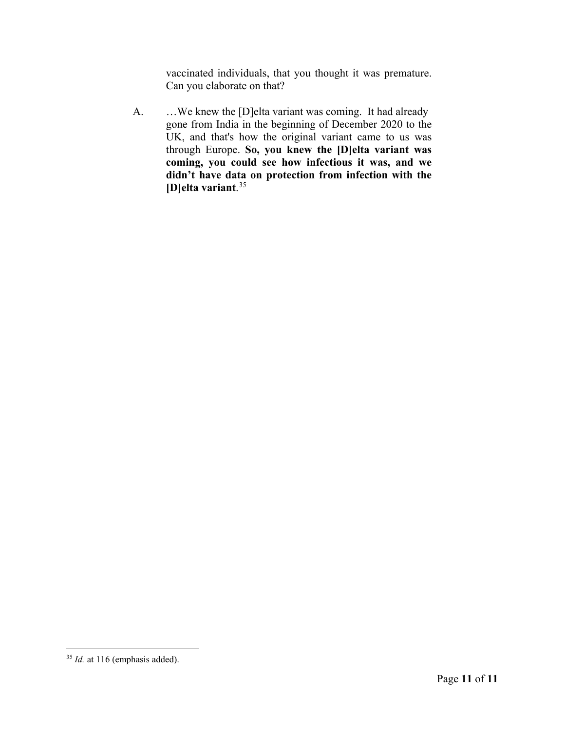vaccinated individuals, that you thought it was premature. Can you elaborate on that?

A. …We knew the [D]elta variant was coming. It had already gone from India in the beginning of December 2020 to the UK, and that's how the original variant came to us was through Europe. **So, you knew the [D]elta variant was coming, you could see how infectious it was, and we didn't have data on protection from infection with the [D]elta variant**.[35]

---

[35] *Id.* at 116 (emphasis added).